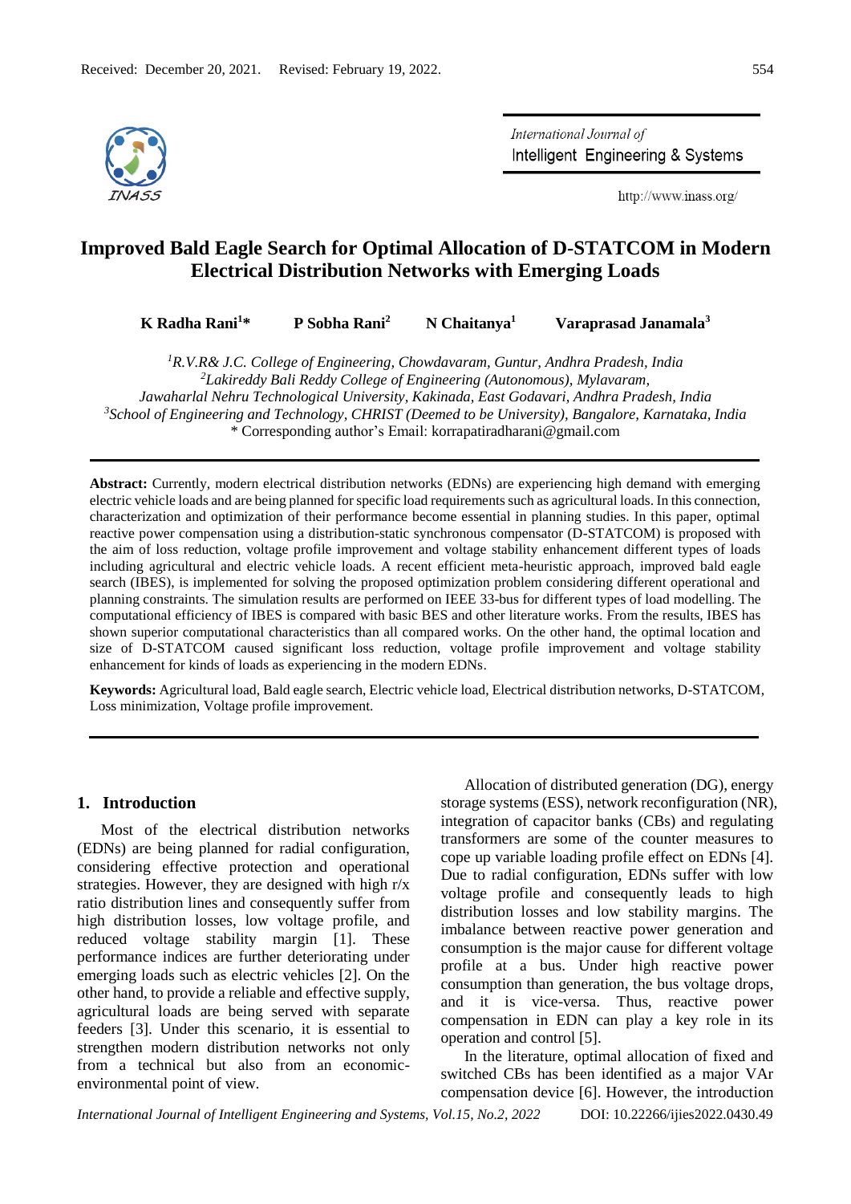Received: December 20, 2021. Revised: February 19, 2022.

# Improved Bald Eagle Search for Optimal Allocation of D-STATCOM in Modern Electrical Distribution Networks with Emerging Loads

**K Radha Rani[1]\*** **P Sobha Rani[2]** **N Chaitanya[1]** **Varaprasad Janamala[3]**

[1]*R.V.R& J.C. College of Engineering, Chowdavaram, Guntur, Andhra Pradesh, India*
[2]*Lakireddy Bali Reddy College of Engineering (Autonomous), Mylavaram, Jawaharlal Nehru Technological University, Kakinada, East Godavari, Andhra Pradesh, India*
[3]*School of Engineering and Technology, CHRIST (Deemed to be University), Bangalore, Karnataka, India*
\* Corresponding author's Email: korrapatiradharani@gmail.com

**Abstract:** Currently, modern electrical distribution networks (EDNs) are experiencing high demand with emerging electric vehicle loads and are being planned for specific load requirements such as agricultural loads. In this connection, characterization and optimization of their performance become essential in planning studies. In this paper, optimal reactive power compensation using a distribution-static synchronous compensator (D-STATCOM) is proposed with the aim of loss reduction, voltage profile improvement and voltage stability enhancement different types of loads including agricultural and electric vehicle loads. A recent efficient meta-heuristic approach, improved bald eagle search (IBES), is implemented for solving the proposed optimization problem considering different operational and planning constraints. The simulation results are performed on IEEE 33-bus for different types of load modelling. The computational efficiency of IBES is compared with basic BES and other literature works. From the results, IBES has shown superior computational characteristics than all compared works. On the other hand, the optimal location and size of D-STATCOM caused significant loss reduction, voltage profile improvement and voltage stability enhancement for kinds of loads as experiencing in the modern EDNs.

**Keywords:** Agricultural load, Bald eagle search, Electric vehicle load, Electrical distribution networks, D-STATCOM, Loss minimization, Voltage profile improvement.

## 1. Introduction

Most of the electrical distribution networks (EDNs) are being planned for radial configuration, considering effective protection and operational strategies. However, they are designed with high r/x ratio distribution lines and consequently suffer from high distribution losses, low voltage profile, and reduced voltage stability margin [1]. These performance indices are further deteriorating under emerging loads such as electric vehicles [2]. On the other hand, to provide a reliable and effective supply, agricultural loads are being served with separate feeders [3]. Under this scenario, it is essential to strengthen modern distribution networks not only from a technical but also from an economic-environmental point of view.

Allocation of distributed generation (DG), energy storage systems (ESS), network reconfiguration (NR), integration of capacitor banks (CBs) and regulating transformers are some of the counter measures to cope up variable loading profile effect on EDNs [4]. Due to radial configuration, EDNs suffer with low voltage profile and consequently leads to high distribution losses and low stability margins. The imbalance between reactive power generation and consumption is the major cause for different voltage profile at a bus. Under high reactive power consumption than generation, the bus voltage drops, and it is vice-versa. Thus, reactive power compensation in EDN can play a key role in its operation and control [5].

In the literature, optimal allocation of fixed and switched CBs has been identified as a major VAr compensation device [6]. However, the introduction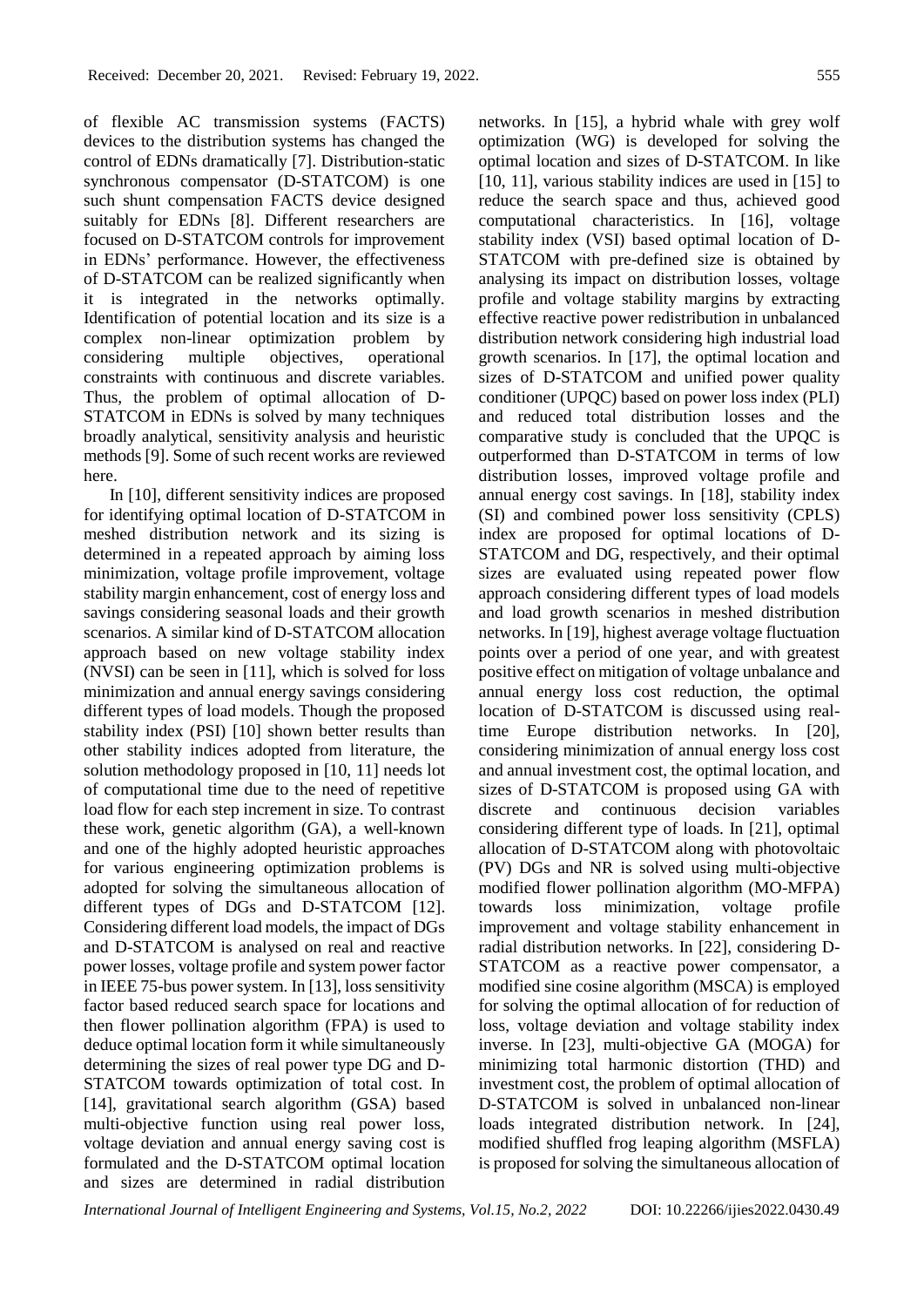of flexible AC transmission systems (FACTS) devices to the distribution systems has changed the control of EDNs dramatically [7]. Distribution-static synchronous compensator (D-STATCOM) is one such shunt compensation FACTS device designed suitably for EDNs [8]. Different researchers are focused on D-STATCOM controls for improvement in EDNs' performance. However, the effectiveness of D-STATCOM can be realized significantly when it is integrated in the networks optimally. Identification of potential location and its size is a complex non-linear optimization problem by considering multiple objectives, operational constraints with continuous and discrete variables. Thus, the problem of optimal allocation of D-STATCOM in EDNs is solved by many techniques broadly analytical, sensitivity analysis and heuristic methods [9]. Some of such recent works are reviewed here.

In [10], different sensitivity indices are proposed for identifying optimal location of D-STATCOM in meshed distribution network and its sizing is determined in a repeated approach by aiming loss minimization, voltage profile improvement, voltage stability margin enhancement, cost of energy loss and savings considering seasonal loads and their growth scenarios. A similar kind of D-STATCOM allocation approach based on new voltage stability index (NVSI) can be seen in [11], which is solved for loss minimization and annual energy savings considering different types of load models. Though the proposed stability index (PSI) [10] shown better results than other stability indices adopted from literature, the solution methodology proposed in [10, 11] needs lot of computational time due to the need of repetitive load flow for each step increment in size. To contrast these work, genetic algorithm (GA), a well-known and one of the highly adopted heuristic approaches for various engineering optimization problems is adopted for solving the simultaneous allocation of different types of DGs and D-STATCOM [12]. Considering different load models, the impact of DGs and D-STATCOM is analysed on real and reactive power losses, voltage profile and system power factor in IEEE 75-bus power system. In [13], loss sensitivity factor based reduced search space for locations and then flower pollination algorithm (FPA) is used to deduce optimal location form it while simultaneously determining the sizes of real power type DG and D-STATCOM towards optimization of total cost. In [14], gravitational search algorithm (GSA) based multi-objective function using real power loss, voltage deviation and annual energy saving cost is formulated and the D-STATCOM optimal location and sizes are determined in radial distribution networks. In [15], a hybrid whale with grey wolf optimization (WG) is developed for solving the optimal location and sizes of D-STATCOM. In like [10, 11], various stability indices are used in [15] to reduce the search space and thus, achieved good computational characteristics. In [16], voltage stability index (VSI) based optimal location of D-STATCOM with pre-defined size is obtained by analysing its impact on distribution losses, voltage profile and voltage stability margins by extracting effective reactive power redistribution in unbalanced distribution network considering high industrial load growth scenarios. In [17], the optimal location and sizes of D-STATCOM and unified power quality conditioner (UPQC) based on power loss index (PLI) and reduced total distribution losses and the comparative study is concluded that the UPQC is outperformed than D-STATCOM in terms of low distribution losses, improved voltage profile and annual energy cost savings. In [18], stability index (SI) and combined power loss sensitivity (CPLS) index are proposed for optimal locations of D-STATCOM and DG, respectively, and their optimal sizes are evaluated using repeated power flow approach considering different types of load models and load growth scenarios in meshed distribution networks. In [19], highest average voltage fluctuation points over a period of one year, and with greatest positive effect on mitigation of voltage unbalance and annual energy loss cost reduction, the optimal location of D-STATCOM is discussed using real-time Europe distribution networks. In [20], considering minimization of annual energy loss cost and annual investment cost, the optimal location, and sizes of D-STATCOM is proposed using GA with discrete and continuous decision variables considering different type of loads. In [21], optimal allocation of D-STATCOM along with photovoltaic (PV) DGs and NR is solved using multi-objective modified flower pollination algorithm (MO-MFPA) towards loss minimization, voltage profile improvement and voltage stability enhancement in radial distribution networks. In [22], considering D-STATCOM as a reactive power compensator, a modified sine cosine algorithm (MSCA) is employed for solving the optimal allocation of for reduction of loss, voltage deviation and voltage stability index inverse. In [23], multi-objective GA (MOGA) for minimizing total harmonic distortion (THD) and investment cost, the problem of optimal allocation of D-STATCOM is solved in unbalanced non-linear loads integrated distribution network. In [24], modified shuffled frog leaping algorithm (MSFLA) is proposed for solving the simultaneous allocation of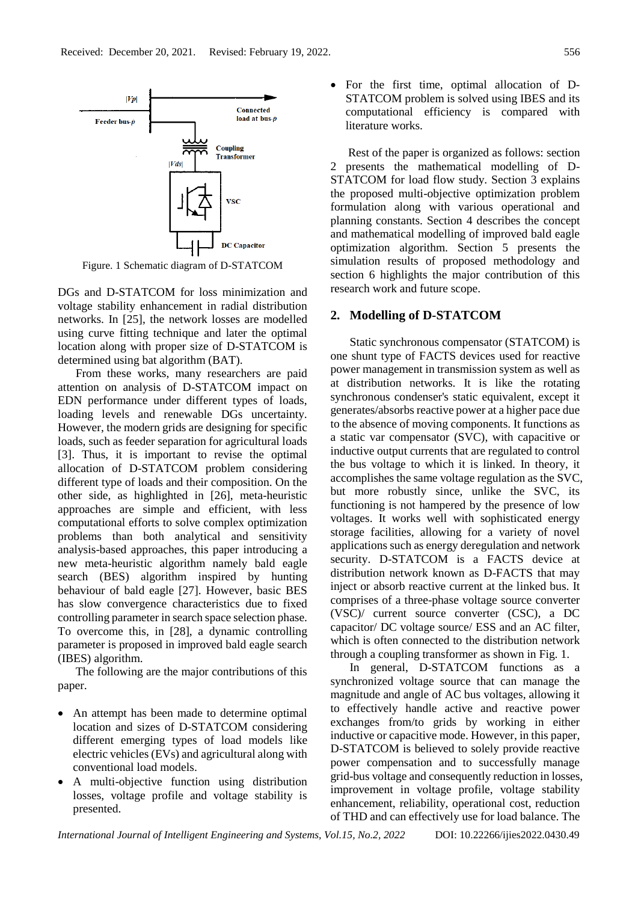|Vp|

Feeder bus-p

Connected load at bus-p

Coupling Transformer

|Vds|

VSC

DC Capacitor

Figure. 1 Schematic diagram of D-STATCOM

DGs and D-STATCOM for loss minimization and voltage stability enhancement in radial distribution networks. In [25], the network losses are modelled using curve fitting technique and later the optimal location along with proper size of D-STATCOM is determined using bat algorithm (BAT).

From these works, many researchers are paid attention on analysis of D-STATCOM impact on EDN performance under different types of loads, loading levels and renewable DGs uncertainty. However, the modern grids are designing for specific loads, such as feeder separation for agricultural loads [3]. Thus, it is important to revise the optimal allocation of D-STATCOM problem considering different type of loads and their composition. On the other side, as highlighted in [26], meta-heuristic approaches are simple and efficient, with less computational efforts to solve complex optimization problems than both analytical and sensitivity analysis-based approaches, this paper introducing a new meta-heuristic algorithm namely bald eagle search (BES) algorithm inspired by hunting behaviour of bald eagle [27]. However, basic BES has slow convergence characteristics due to fixed controlling parameter in search space selection phase. To overcome this, in [28], a dynamic controlling parameter is proposed in improved bald eagle search (IBES) algorithm.

The following are the major contributions of this paper.

- An attempt has been made to determine optimal location and sizes of D-STATCOM considering different emerging types of load models like electric vehicles (EVs) and agricultural along with conventional load models.
- A multi-objective function using distribution losses, voltage profile and voltage stability is presented.
- For the first time, optimal allocation of D-STATCOM problem is solved using IBES and its computational efficiency is compared with literature works.

Rest of the paper is organized as follows: section 2 presents the mathematical modelling of D-STATCOM for load flow study. Section 3 explains the proposed multi-objective optimization problem formulation along with various operational and planning constants. Section 4 describes the concept and mathematical modelling of improved bald eagle optimization algorithm. Section 5 presents the simulation results of proposed methodology and section 6 highlights the major contribution of this research work and future scope.

## 2. Modelling of D-STATCOM

Static synchronous compensator (STATCOM) is one shunt type of FACTS devices used for reactive power management in transmission system as well as at distribution networks. It is like the rotating synchronous condenser's static equivalent, except it generates/absorbs reactive power at a higher pace due to the absence of moving components. It functions as a static var compensator (SVC), with capacitive or inductive output currents that are regulated to control the bus voltage to which it is linked. In theory, it accomplishes the same voltage regulation as the SVC, but more robustly since, unlike the SVC, its functioning is not hampered by the presence of low voltages. It works well with sophisticated energy storage facilities, allowing for a variety of novel applications such as energy deregulation and network security. D-STATCOM is a FACTS device at distribution network known as D-FACTS that may inject or absorb reactive current at the linked bus. It comprises of a three-phase voltage source converter (VSC)/ current source converter (CSC), a DC capacitor/ DC voltage source/ ESS and an AC filter, which is often connected to the distribution network through a coupling transformer as shown in Fig. 1.

In general, D-STATCOM functions as a synchronized voltage source that can manage the magnitude and angle of AC bus voltages, allowing it to effectively handle active and reactive power exchanges from/to grids by working in either inductive or capacitive mode. However, in this paper, D-STATCOM is believed to solely provide reactive power compensation and to successfully manage grid-bus voltage and consequently reduction in losses, improvement in voltage profile, voltage stability enhancement, reliability, operational cost, reduction of THD and can effectively use for load balance. The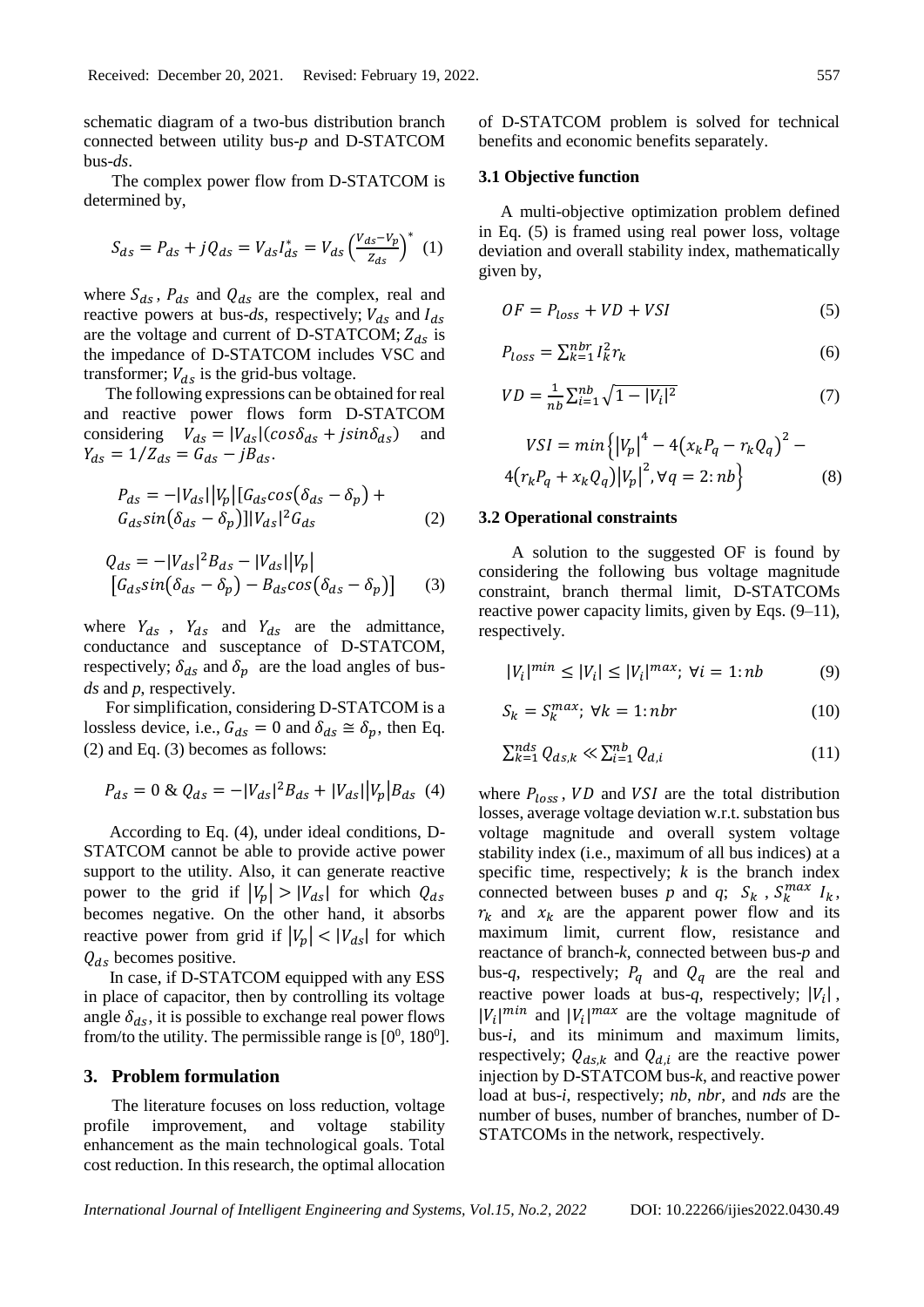schematic diagram of a two-bus distribution branch connected between utility bus-$p$ and D-STATCOM bus-$ds$.

The complex power flow from D-STATCOM is determined by,

$$S_{ds} = P_{ds} + jQ_{ds} = V_{ds}I_{ds}^{*} = V_{ds}\left(\frac{V_{ds}-V_p}{Z_{ds}}\right)^{*} \quad (1)$$

where $S_{ds}$, $P_{ds}$ and $Q_{ds}$ are the complex, real and reactive powers at bus-$ds$, respectively; $V_{ds}$ and $I_{ds}$ are the voltage and current of D-STATCOM; $Z_{ds}$ is the impedance of D-STATCOM includes VSC and transformer; $V_{ds}$ is the grid-bus voltage.

The following expressions can be obtained for real and reactive power flows form D-STATCOM considering $V_{ds} = |V_{ds}|(cos\delta_{ds} + jsin\delta_{ds})$ and $Y_{ds} = 1/Z_{ds} = G_{ds} - jB_{ds}$.

$$P_{ds} = -|V_{ds}||V_p|[G_{ds}cos(\delta_{ds}-\delta_p) + G_{ds}sin(\delta_{ds}-\delta_p)]|V_{ds}|^2 G_{ds} \quad (2)$$

$$Q_{ds} = -|V_{ds}|^2 B_{ds} - |V_{ds}||V_p| \left[G_{ds}sin(\delta_{ds}-\delta_p) - B_{ds}cos(\delta_{ds}-\delta_p)\right] \quad (3)$$

where $Y_{ds}$ , $Y_{ds}$ and $Y_{ds}$ are the admittance, conductance and susceptance of D-STATCOM, respectively; $\delta_{ds}$ and $\delta_p$ are the load angles of bus-$ds$ and $p$, respectively.

For simplification, considering D-STATCOM is a lossless device, i.e., $G_{ds} = 0$ and $\delta_{ds} \cong \delta_p$, then Eq. (2) and Eq. (3) becomes as follows:

$$P_{ds} = 0 \;\&\; Q_{ds} = -|V_{ds}|^2 B_{ds} + |V_{ds}||V_p|B_{ds} \quad (4)$$

According to Eq. (4), under ideal conditions, D-STATCOM cannot be able to provide active power support to the utility. Also, it can generate reactive power to the grid if $|V_p| > |V_{ds}|$ for which $Q_{ds}$ becomes negative. On the other hand, it absorbs reactive power from grid if $|V_p| < |V_{ds}|$ for which $Q_{ds}$ becomes positive.

In case, if D-STATCOM equipped with any ESS in place of capacitor, then by controlling its voltage angle $\delta_{ds}$, it is possible to exchange real power flows from/to the utility. The permissible range is [$0^0$, $180^0$].

## 3. Problem formulation

The literature focuses on loss reduction, voltage profile improvement, and voltage stability enhancement as the main technological goals. Total cost reduction. In this research, the optimal allocation of D-STATCOM problem is solved for technical benefits and economic benefits separately.

### 3.1 Objective function

A multi-objective optimization problem defined in Eq. (5) is framed using real power loss, voltage deviation and overall stability index, mathematically given by,

$$OF = P_{loss} + VD + VSI \quad (5)$$

$$P_{loss} = \sum_{k=1}^{nbr} I_k^2 r_k \quad (6)$$

$$VD = \frac{1}{nb}\sum_{i=1}^{nb}\sqrt{1-|V_i|^2} \quad (7)$$

$$VSI = min\left\{|V_p|^4 - 4\left(x_k P_q - r_k Q_q\right)^2 - 4\left(r_k P_q + x_k Q_q\right)|V_p|^2, \forall q = 2{:}nb\right\} \quad (8)$$

### 3.2 Operational constraints

A solution to the suggested OF is found by considering the following bus voltage magnitude constraint, branch thermal limit, D-STATCOMs reactive power capacity limits, given by Eqs. (9–11), respectively.

$$|V_i|^{min} \le |V_i| \le |V_i|^{max};\ \forall i = 1{:}nb \quad (9)$$

$$S_k = S_k^{max};\ \forall k = 1{:}nbr \quad (10)$$

$$\sum_{k=1}^{nds} Q_{ds,k} \ll \sum_{i=1}^{nb} Q_{d,i} \quad (11)$$

where $P_{loss}$, $VD$ and $VSI$ are the total distribution losses, average voltage deviation w.r.t. substation bus voltage magnitude and overall system voltage stability index (i.e., maximum of all bus indices) at a specific time, respectively; $k$ is the branch index connected between buses $p$ and $q$; $S_k$ , $S_k^{max}$ $I_k$, $r_k$ and $x_k$ are the apparent power flow and its maximum limit, current flow, resistance and reactance of branch-$k$, connected between bus-$p$ and bus-$q$, respectively; $P_q$ and $Q_q$ are the real and reactive power loads at bus-$q$, respectively; $|V_i|$, $|V_i|^{min}$ and $|V_i|^{max}$ are the voltage magnitude of bus-$i$, and its minimum and maximum limits, respectively; $Q_{ds,k}$ and $Q_{d,i}$ are the reactive power injection by D-STATCOM bus-$k$, and reactive power load at bus-$i$, respectively; $nb$, $nbr$, and $nds$ are the number of buses, number of branches, number of D-STATCOMs in the network, respectively.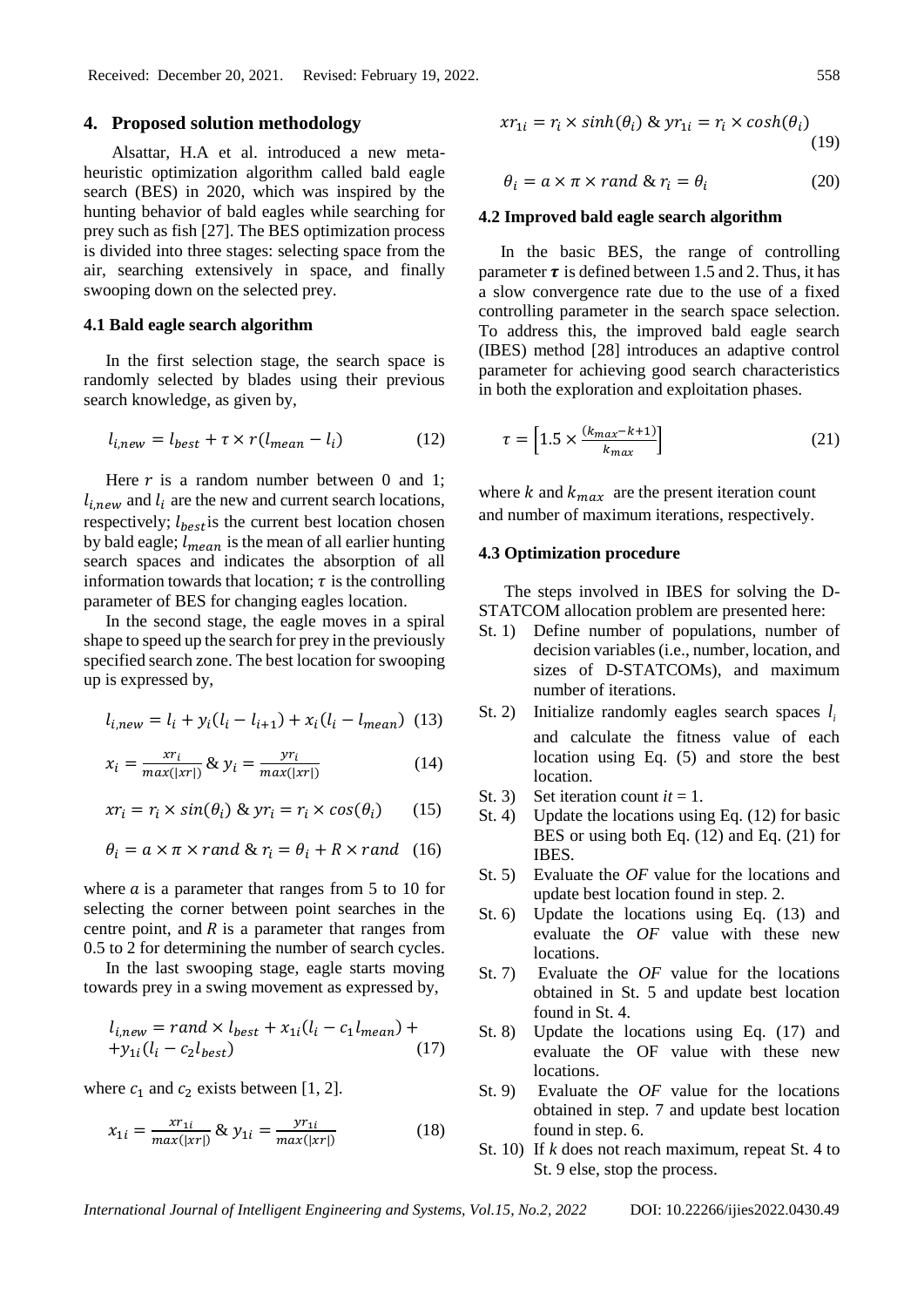## 4. Proposed solution methodology

Alsattar, H.A et al. introduced a new meta-heuristic optimization algorithm called bald eagle search (BES) in 2020, which was inspired by the hunting behavior of bald eagles while searching for prey such as fish [27]. The BES optimization process is divided into three stages: selecting space from the air, searching extensively in space, and finally swooping down on the selected prey.

### 4.1 Bald eagle search algorithm

In the first selection stage, the search space is randomly selected by blades using their previous search knowledge, as given by,

$$l_{i,new} = l_{best} + \tau \times r(l_{mean} - l_i) \tag{12}$$

Here $r$ is a random number between 0 and 1; $l_{i,new}$ and $l_i$ are the new and current search locations, respectively; $l_{best}$ is the current best location chosen by bald eagle; $l_{mean}$ is the mean of all earlier hunting search spaces and indicates the absorption of all information towards that location; $\tau$ is the controlling parameter of BES for changing eagles location.

In the second stage, the eagle moves in a spiral shape to speed up the search for prey in the previously specified search zone. The best location for swooping up is expressed by,

$$l_{i,new} = l_i + y_i(l_i - l_{i+1}) + x_i(l_i - l_{mean}) \tag{13}$$

$$x_i = \frac{xr_i}{max(|xr|)} \;\&\; y_i = \frac{yr_i}{max(|xr|)} \tag{14}$$

$$xr_i = r_i \times sin(\theta_i) \;\&\; yr_i = r_i \times cos(\theta_i) \tag{15}$$

$$\theta_i = a \times \pi \times rand \;\&\; r_i = \theta_i + R \times rand \tag{16}$$

where $a$ is a parameter that ranges from 5 to 10 for selecting the corner between point searches in the centre point, and $R$ is a parameter that ranges from 0.5 to 2 for determining the number of search cycles.

In the last swooping stage, eagle starts moving towards prey in a swing movement as expressed by,

$$l_{i,new} = rand \times l_{best} + x_{1i}(l_i - c_1 l_{mean}) + \\ + y_{1i}(l_i - c_2 l_{best}) \tag{17}$$

where $c_1$ and $c_2$ exists between [1, 2].

$$x_{1i} = \frac{xr_{1i}}{max(|xr|)} \;\&\; y_{1i} = \frac{yr_{1i}}{max(|xr|)} \tag{18}$$

$$xr_{1i} = r_i \times sinh(\theta_i) \;\&\; yr_{1i} = r_i \times cosh(\theta_i) \tag{19}$$

$$\theta_i = a \times \pi \times rand \;\&\; r_i = \theta_i \tag{20}$$

### 4.2 Improved bald eagle search algorithm

In the basic BES, the range of controlling parameter $\boldsymbol{\tau}$ is defined between 1.5 and 2. Thus, it has a slow convergence rate due to the use of a fixed controlling parameter in the search space selection. To address this, the improved bald eagle search (IBES) method [28] introduces an adaptive control parameter for achieving good search characteristics in both the exploration and exploitation phases.

$$\tau = \left[1.5 \times \frac{(k_{max} - k + 1)}{k_{max}}\right] \tag{21}$$

where $k$ and $k_{max}$ are the present iteration count and number of maximum iterations, respectively.

### 4.3 Optimization procedure

The steps involved in IBES for solving the D-STATCOM allocation problem are presented here:

- St. 1) Define number of populations, number of decision variables (i.e., number, location, and sizes of D-STATCOMs), and maximum number of iterations.
- St. 2) Initialize randomly eagles search spaces $l_i$ and calculate the fitness value of each location using Eq. (5) and store the best location.
- St. 3) Set iteration count *it* = 1.
- St. 4) Update the locations using Eq. (12) for basic BES or using both Eq. (12) and Eq. (21) for IBES.
- St. 5) Evaluate the *OF* value for the locations and update best location found in step. 2.
- St. 6) Update the locations using Eq. (13) and evaluate the *OF* value with these new locations.
- St. 7) Evaluate the *OF* value for the locations obtained in St. 5 and update best location found in St. 4.
- St. 8) Update the locations using Eq. (17) and evaluate the OF value with these new locations.
- St. 9) Evaluate the *OF* value for the locations obtained in step. 7 and update best location found in step. 6.
- St. 10) If *k* does not reach maximum, repeat St. 4 to St. 9 else, stop the process.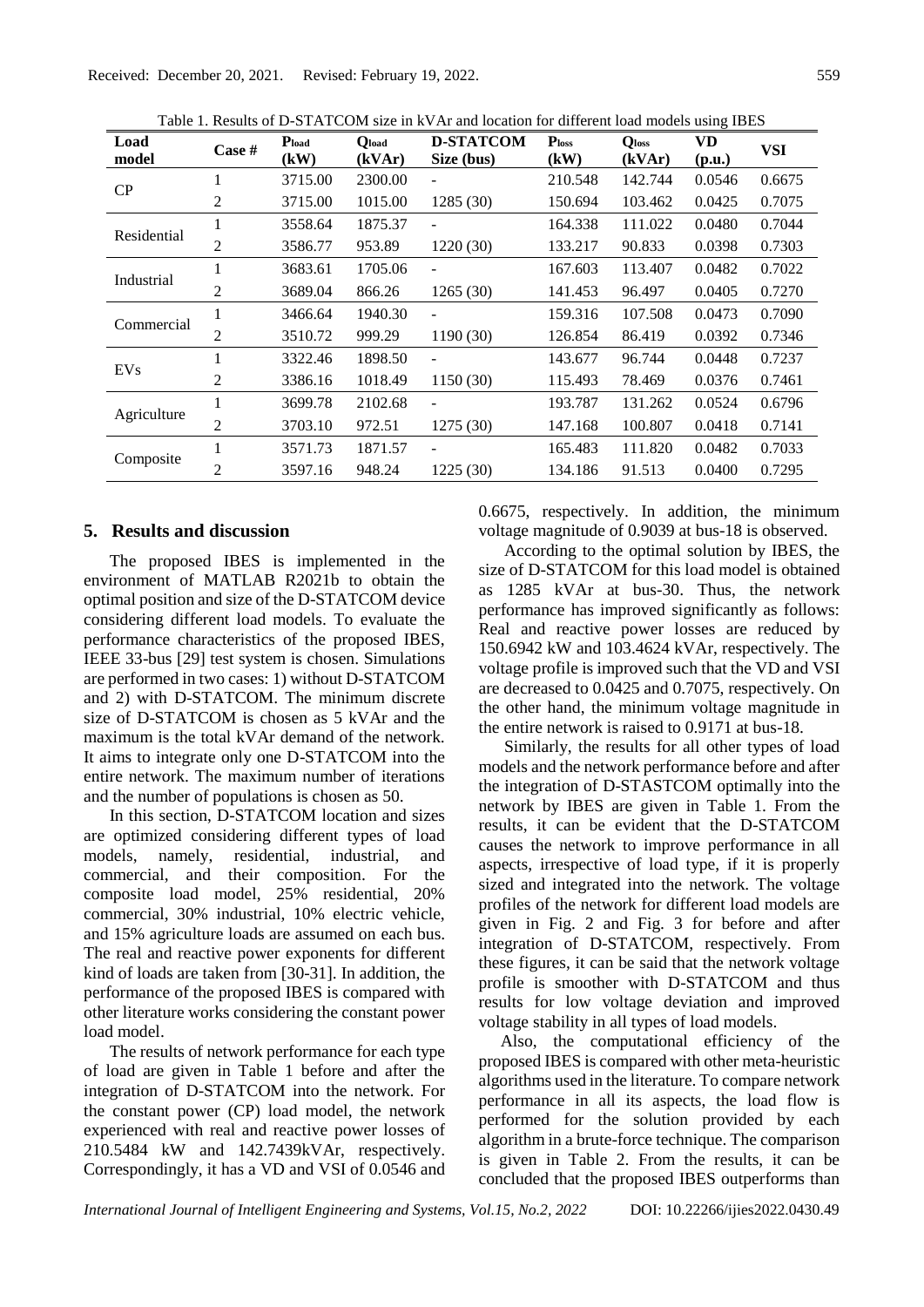Table 1. Results of D-STATCOM size in kVAr and location for different load models using IBES

| Load model | Case # | $P_{load}$ (kW) | $Q_{load}$ (kVAr) | D-STATCOM Size (bus) | $P_{loss}$ (kW) | $Q_{loss}$ (kVAr) | VD (p.u.) | VSI |
|---|---|---|---|---|---|---|---|---|
| CP | 1 | 3715.00 | 2300.00 | - | 210.548 | 142.744 | 0.0546 | 0.6675 |
| | 2 | 3715.00 | 1015.00 | 1285 (30) | 150.694 | 103.462 | 0.0425 | 0.7075 |
| Residential | 1 | 3558.64 | 1875.37 | - | 164.338 | 111.022 | 0.0480 | 0.7044 |
| | 2 | 3586.77 | 953.89 | 1220 (30) | 133.217 | 90.833 | 0.0398 | 0.7303 |
| Industrial | 1 | 3683.61 | 1705.06 | - | 167.603 | 113.407 | 0.0482 | 0.7022 |
| | 2 | 3689.04 | 866.26 | 1265 (30) | 141.453 | 96.497 | 0.0405 | 0.7270 |
| Commercial | 1 | 3466.64 | 1940.30 | - | 159.316 | 107.508 | 0.0473 | 0.7090 |
| | 2 | 3510.72 | 999.29 | 1190 (30) | 126.854 | 86.419 | 0.0392 | 0.7346 |
| EVs | 1 | 3322.46 | 1898.50 | - | 143.677 | 96.744 | 0.0448 | 0.7237 |
| | 2 | 3386.16 | 1018.49 | 1150 (30) | 115.493 | 78.469 | 0.0376 | 0.7461 |
| Agriculture | 1 | 3699.78 | 2102.68 | - | 193.787 | 131.262 | 0.0524 | 0.6796 |
| | 2 | 3703.10 | 972.51 | 1275 (30) | 147.168 | 100.807 | 0.0418 | 0.7141 |
| Composite | 1 | 3571.73 | 1871.57 | - | 165.483 | 111.820 | 0.0482 | 0.7033 |
| | 2 | 3597.16 | 948.24 | 1225 (30) | 134.186 | 91.513 | 0.0400 | 0.7295 |

## 5. Results and discussion

The proposed IBES is implemented in the environment of MATLAB R2021b to obtain the optimal position and size of the D-STATCOM device considering different load models. To evaluate the performance characteristics of the proposed IBES, IEEE 33-bus [29] test system is chosen. Simulations are performed in two cases: 1) without D-STATCOM and 2) with D-STATCOM. The minimum discrete size of D-STATCOM is chosen as 5 kVAr and the maximum is the total kVAr demand of the network. It aims to integrate only one D-STATCOM into the entire network. The maximum number of iterations and the number of populations is chosen as 50.

In this section, D-STATCOM location and sizes are optimized considering different types of load models, namely, residential, industrial, and commercial, and their composition. For the composite load model, 25% residential, 20% commercial, 30% industrial, 10% electric vehicle, and 15% agriculture loads are assumed on each bus. The real and reactive power exponents for different kind of loads are taken from [30-31]. In addition, the performance of the proposed IBES is compared with other literature works considering the constant power load model.

The results of network performance for each type of load are given in Table 1 before and after the integration of D-STATCOM into the network. For the constant power (CP) load model, the network experienced with real and reactive power losses of 210.5484 kW and 142.7439kVAr, respectively. Correspondingly, it has a VD and VSI of 0.0546 and 0.6675, respectively. In addition, the minimum voltage magnitude of 0.9039 at bus-18 is observed.

According to the optimal solution by IBES, the size of D-STATCOM for this load model is obtained as 1285 kVAr at bus-30. Thus, the network performance has improved significantly as follows: Real and reactive power losses are reduced by 150.6942 kW and 103.4624 kVAr, respectively. The voltage profile is improved such that the VD and VSI are decreased to 0.0425 and 0.7075, respectively. On the other hand, the minimum voltage magnitude in the entire network is raised to 0.9171 at bus-18.

Similarly, the results for all other types of load models and the network performance before and after the integration of D-STASTCOM optimally into the network by IBES are given in Table 1. From the results, it can be evident that the D-STATCOM causes the network to improve performance in all aspects, irrespective of load type, if it is properly sized and integrated into the network. The voltage profiles of the network for different load models are given in Fig. 2 and Fig. 3 for before and after integration of D-STATCOM, respectively. From these figures, it can be said that the network voltage profile is smoother with D-STATCOM and thus results for low voltage deviation and improved voltage stability in all types of load models.

Also, the computational efficiency of the proposed IBES is compared with other meta-heuristic algorithms used in the literature. To compare network performance in all its aspects, the load flow is performed for the solution provided by each algorithm in a brute-force technique. The comparison is given in Table 2. From the results, it can be concluded that the proposed IBES outperforms than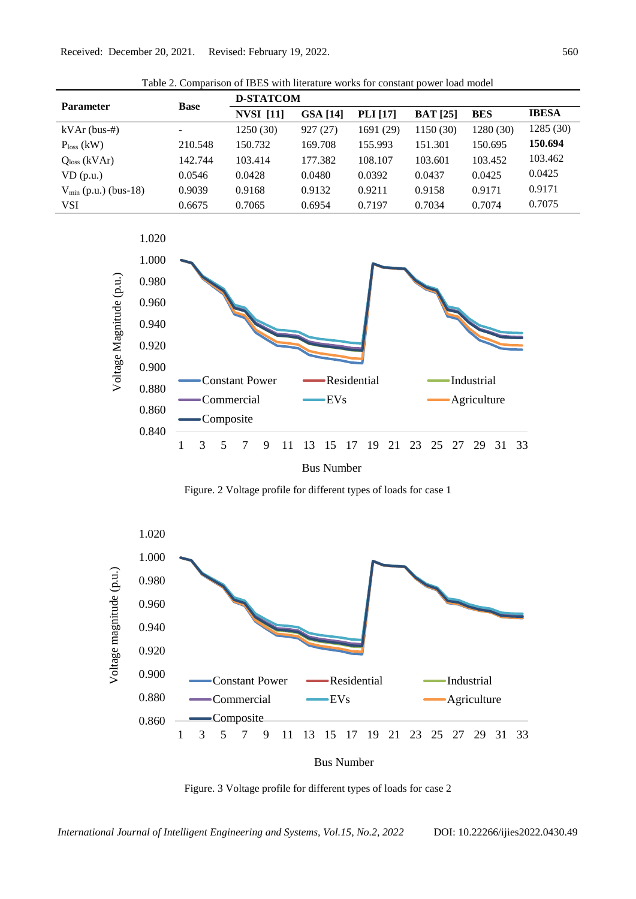Table 2. Comparison of IBES with literature works for constant power load model

| Parameter | Base | D-STATCOM | | | | | |
|---|---|---|---|---|---|---|---|
| | | NVSI [11] | GSA [14] | PLI [17] | BAT [25] | BES | IBESA |
| kVAr (bus-#) | - | 1250 (30) | 927 (27) | 1691 (29) | 1150 (30) | 1280 (30) | 1285 (30) |
| $P_{loss}$ (kW) | 210.548 | 150.732 | 169.708 | 155.993 | 151.301 | 150.695 | **150.694** |
| $Q_{loss}$ (kVAr) | 142.744 | 103.414 | 177.382 | 108.107 | 103.601 | 103.452 | 103.462 |
| VD (p.u.) | 0.0546 | 0.0428 | 0.0480 | 0.0392 | 0.0437 | 0.0425 | 0.0425 |
| $V_{min}$ (p.u.) (bus-18) | 0.9039 | 0.9168 | 0.9132 | 0.9211 | 0.9158 | 0.9171 | 0.9171 |
| VSI | 0.6675 | 0.7065 | 0.6954 | 0.7197 | 0.7034 | 0.7074 | 0.7075 |

Voltage Magnitude (p.u.)
1.020
1.000
0.980
0.960
0.940
0.920
0.900
0.880
0.860
0.840
1 3 5 7 9 11 13 15 17 19 21 23 25 27 29 31 33
Bus Number
Constant Power, Residential, Industrial, Commercial, EVs, Agriculture, Composite

Figure. 2 Voltage profile for different types of loads for case 1

Voltage magnitude (p.u.)
1.020
1.000
0.980
0.960
0.940
0.920
0.900
0.880
0.860
1 3 5 7 9 11 13 15 17 19 21 23 25 27 29 31 33
Bus Number
Constant Power, Residential, Industrial, Commercial, EVs, Agriculture, Composite

Figure. 3 Voltage profile for different types of loads for case 2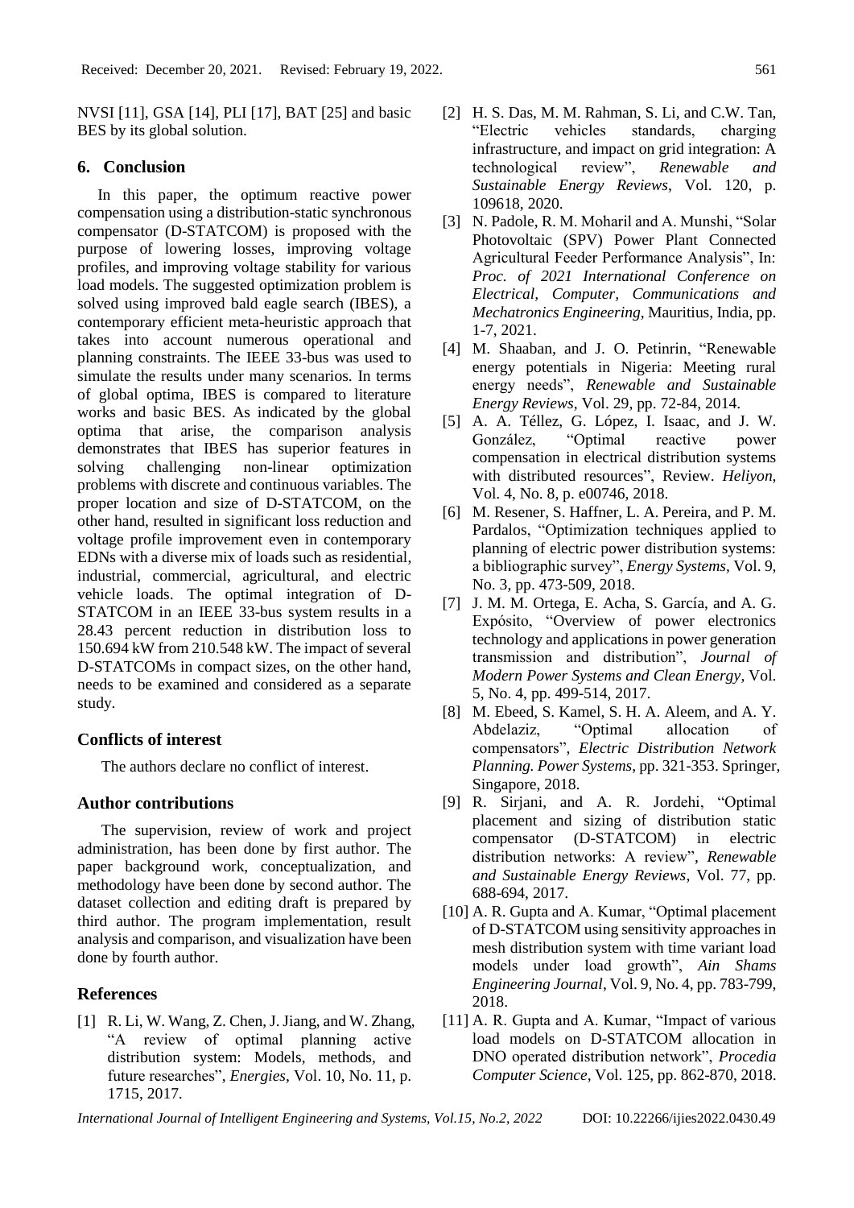NVSI [11], GSA [14], PLI [17], BAT [25] and basic BES by its global solution.

## 6. Conclusion

In this paper, the optimum reactive power compensation using a distribution-static synchronous compensator (D-STATCOM) is proposed with the purpose of lowering losses, improving voltage profiles, and improving voltage stability for various load models. The suggested optimization problem is solved using improved bald eagle search (IBES), a contemporary efficient meta-heuristic approach that takes into account numerous operational and planning constraints. The IEEE 33-bus was used to simulate the results under many scenarios. In terms of global optima, IBES is compared to literature works and basic BES. As indicated by the global optima that arise, the comparison analysis demonstrates that IBES has superior features in solving challenging non-linear optimization problems with discrete and continuous variables. The proper location and size of D-STATCOM, on the other hand, resulted in significant loss reduction and voltage profile improvement even in contemporary EDNs with a diverse mix of loads such as residential, industrial, commercial, agricultural, and electric vehicle loads. The optimal integration of D-STATCOM in an IEEE 33-bus system results in a 28.43 percent reduction in distribution loss to 150.694 kW from 210.548 kW. The impact of several D-STATCOMs in compact sizes, on the other hand, needs to be examined and considered as a separate study.

### Conflicts of interest

The authors declare no conflict of interest.

### Author contributions

The supervision, review of work and project administration, has been done by first author. The paper background work, conceptualization, and methodology have been done by second author. The dataset collection and editing draft is prepared by third author. The program implementation, result analysis and comparison, and visualization have been done by fourth author.

### References

[1] R. Li, W. Wang, Z. Chen, J. Jiang, and W. Zhang, "A review of optimal planning active distribution system: Models, methods, and future researches", *Energies*, Vol. 10, No. 11, p. 1715, 2017.

[2] H. S. Das, M. M. Rahman, S. Li, and C.W. Tan, "Electric vehicles standards, charging infrastructure, and impact on grid integration: A technological review", *Renewable and Sustainable Energy Reviews*, Vol. 120, p. 109618, 2020.

[3] N. Padole, R. M. Moharil and A. Munshi, "Solar Photovoltaic (SPV) Power Plant Connected Agricultural Feeder Performance Analysis", In: *Proc. of 2021 International Conference on Electrical, Computer, Communications and Mechatronics Engineering*, Mauritius, India, pp. 1-7, 2021.

[4] M. Shaaban, and J. O. Petinrin, "Renewable energy potentials in Nigeria: Meeting rural energy needs", *Renewable and Sustainable Energy Reviews*, Vol. 29, pp. 72-84, 2014.

[5] A. A. Téllez, G. López, I. Isaac, and J. W. González, "Optimal reactive power compensation in electrical distribution systems with distributed resources", Review. *Heliyon*, Vol. 4, No. 8, p. e00746, 2018.

[6] M. Resener, S. Haffner, L. A. Pereira, and P. M. Pardalos, "Optimization techniques applied to planning of electric power distribution systems: a bibliographic survey", *Energy Systems*, Vol. 9, No. 3, pp. 473-509, 2018.

[7] J. M. M. Ortega, E. Acha, S. García, and A. G. Expósito, "Overview of power electronics technology and applications in power generation transmission and distribution", *Journal of Modern Power Systems and Clean Energy*, Vol. 5, No. 4, pp. 499-514, 2017.

[8] M. Ebeed, S. Kamel, S. H. A. Aleem, and A. Y. Abdelaziz, "Optimal allocation of compensators", *Electric Distribution Network Planning. Power Systems*, pp. 321-353. Springer, Singapore, 2018.

[9] R. Sirjani, and A. R. Jordehi, "Optimal placement and sizing of distribution static compensator (D-STATCOM) in electric distribution networks: A review", *Renewable and Sustainable Energy Reviews*, Vol. 77, pp. 688-694, 2017.

[10] A. R. Gupta and A. Kumar, "Optimal placement of D-STATCOM using sensitivity approaches in mesh distribution system with time variant load models under load growth", *Ain Shams Engineering Journal*, Vol. 9, No. 4, pp. 783-799, 2018.

[11] A. R. Gupta and A. Kumar, "Impact of various load models on D-STATCOM allocation in DNO operated distribution network", *Procedia Computer Science*, Vol. 125, pp. 862-870, 2018.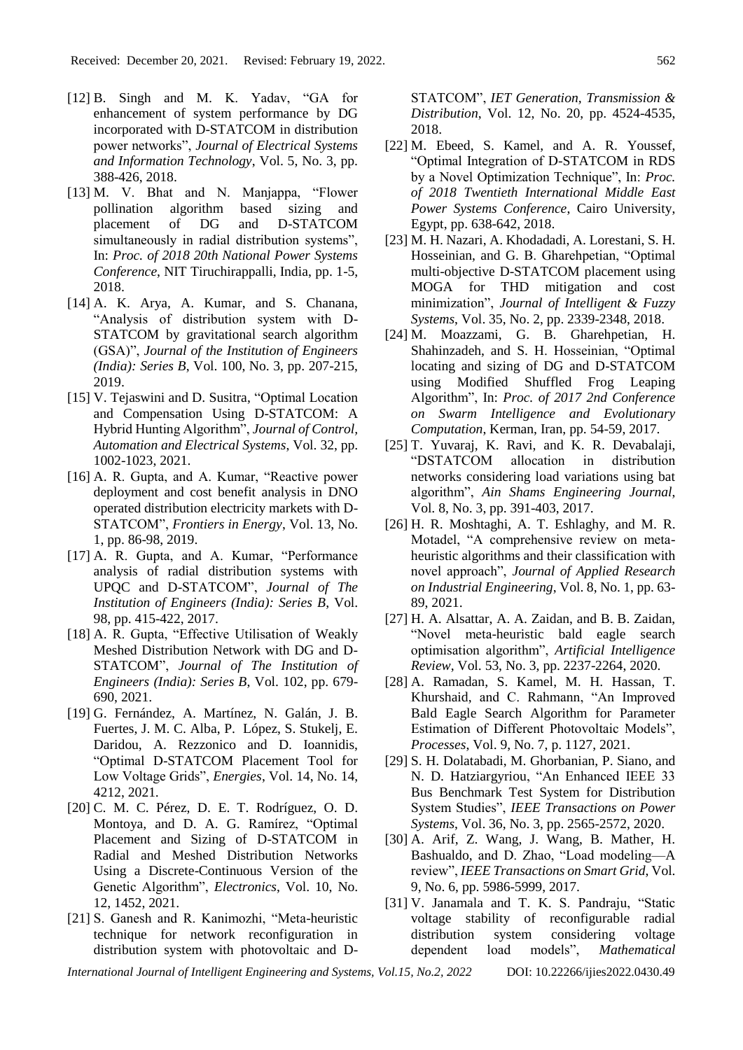[12] B. Singh and M. K. Yadav, "GA for enhancement of system performance by DG incorporated with D-STATCOM in distribution power networks", *Journal of Electrical Systems and Information Technology*, Vol. 5, No. 3, pp. 388-426, 2018.

[13] M. V. Bhat and N. Manjappa, "Flower pollination algorithm based sizing and placement of DG and D-STATCOM simultaneously in radial distribution systems", In: *Proc. of 2018 20th National Power Systems Conference*, NIT Tiruchirappalli, India, pp. 1-5, 2018.

[14] A. K. Arya, A. Kumar, and S. Chanana, "Analysis of distribution system with D-STATCOM by gravitational search algorithm (GSA)", *Journal of the Institution of Engineers (India): Series B*, Vol. 100, No. 3, pp. 207-215, 2019.

[15] V. Tejaswini and D. Susitra, "Optimal Location and Compensation Using D-STATCOM: A Hybrid Hunting Algorithm", *Journal of Control, Automation and Electrical Systems*, Vol. 32, pp. 1002-1023, 2021.

[16] A. R. Gupta, and A. Kumar, "Reactive power deployment and cost benefit analysis in DNO operated distribution electricity markets with D-STATCOM", *Frontiers in Energy*, Vol. 13, No. 1, pp. 86-98, 2019.

[17] A. R. Gupta, and A. Kumar, "Performance analysis of radial distribution systems with UPQC and D-STATCOM", *Journal of The Institution of Engineers (India): Series B*, Vol. 98, pp. 415-422, 2017.

[18] A. R. Gupta, "Effective Utilisation of Weakly Meshed Distribution Network with DG and D-STATCOM", *Journal of The Institution of Engineers (India): Series B*, Vol. 102, pp. 679-690, 2021.

[19] G. Fernández, A. Martínez, N. Galán, J. B. Fuertes, J. M. C. Alba, P. López, S. Stukelj, E. Daridou, A. Rezzonico and D. Ioannidis, "Optimal D-STATCOM Placement Tool for Low Voltage Grids", *Energies*, Vol. 14, No. 14, 4212, 2021.

[20] C. M. C. Pérez, D. E. T. Rodríguez, O. D. Montoya, and D. A. G. Ramírez, "Optimal Placement and Sizing of D-STATCOM in Radial and Meshed Distribution Networks Using a Discrete-Continuous Version of the Genetic Algorithm", *Electronics*, Vol. 10, No. 12, 1452, 2021.

[21] S. Ganesh and R. Kanimozhi, "Meta-heuristic technique for network reconfiguration in distribution system with photovoltaic and D-STATCOM", *IET Generation, Transmission & Distribution*, Vol. 12, No. 20, pp. 4524-4535, 2018.

[22] M. Ebeed, S. Kamel, and A. R. Youssef, "Optimal Integration of D-STATCOM in RDS by a Novel Optimization Technique", In: *Proc. of 2018 Twentieth International Middle East Power Systems Conference*, Cairo University, Egypt, pp. 638-642, 2018.

[23] M. H. Nazari, A. Khodadadi, A. Lorestani, S. H. Hosseinian, and G. B. Gharehpetian, "Optimal multi-objective D-STATCOM placement using MOGA for THD mitigation and cost minimization", *Journal of Intelligent & Fuzzy Systems*, Vol. 35, No. 2, pp. 2339-2348, 2018.

[24] M. Moazzami, G. B. Gharehpetian, H. Shahinzadeh, and S. H. Hosseinian, "Optimal locating and sizing of DG and D-STATCOM using Modified Shuffled Frog Leaping Algorithm", In: *Proc. of 2017 2nd Conference on Swarm Intelligence and Evolutionary Computation*, Kerman, Iran, pp. 54-59, 2017.

[25] T. Yuvaraj, K. Ravi, and K. R. Devabalaji, "DSTATCOM allocation in distribution networks considering load variations using bat algorithm", *Ain Shams Engineering Journal*, Vol. 8, No. 3, pp. 391-403, 2017.

[26] H. R. Moshtaghi, A. T. Eshlaghy, and M. R. Motadel, "A comprehensive review on meta-heuristic algorithms and their classification with novel approach", *Journal of Applied Research on Industrial Engineering*, Vol. 8, No. 1, pp. 63-89, 2021.

[27] H. A. Alsattar, A. A. Zaidan, and B. B. Zaidan, "Novel meta-heuristic bald eagle search optimisation algorithm", *Artificial Intelligence Review*, Vol. 53, No. 3, pp. 2237-2264, 2020.

[28] A. Ramadan, S. Kamel, M. H. Hassan, T. Khurshaid, and C. Rahmann, "An Improved Bald Eagle Search Algorithm for Parameter Estimation of Different Photovoltaic Models", *Processes*, Vol. 9, No. 7, p. 1127, 2021.

[29] S. H. Dolatabadi, M. Ghorbanian, P. Siano, and N. D. Hatziargyriou, "An Enhanced IEEE 33 Bus Benchmark Test System for Distribution System Studies", *IEEE Transactions on Power Systems*, Vol. 36, No. 3, pp. 2565-2572, 2020.

[30] A. Arif, Z. Wang, J. Wang, B. Mather, H. Bashualdo, and D. Zhao, "Load modeling—A review", *IEEE Transactions on Smart Grid*, Vol. 9, No. 6, pp. 5986-5999, 2017.

[31] V. Janamala and T. K. S. Pandraju, "Static voltage stability of reconfigurable radial distribution system considering voltage dependent load models", *Mathematical*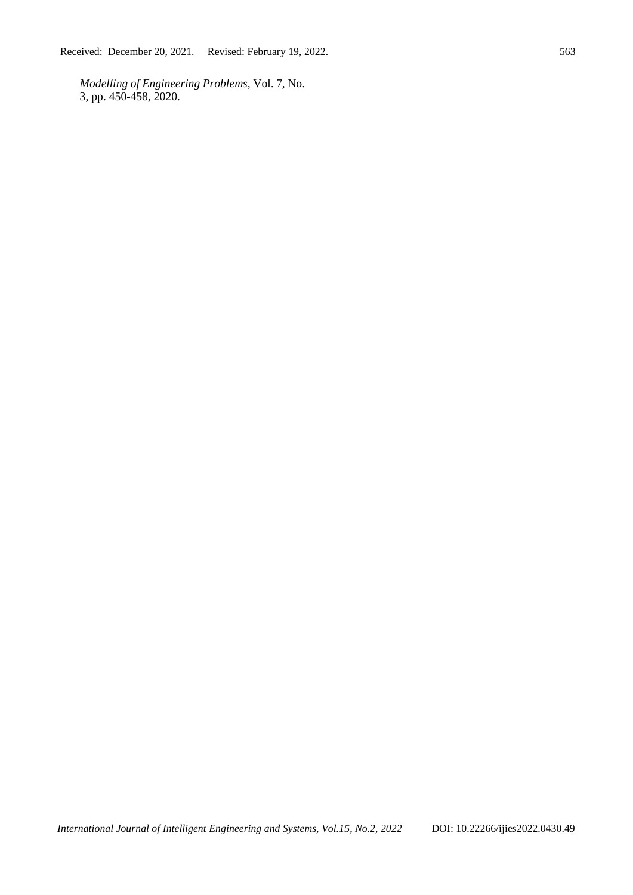*Modelling of Engineering Problems*, Vol. 7, No. 3, pp. 450-458, 2020.